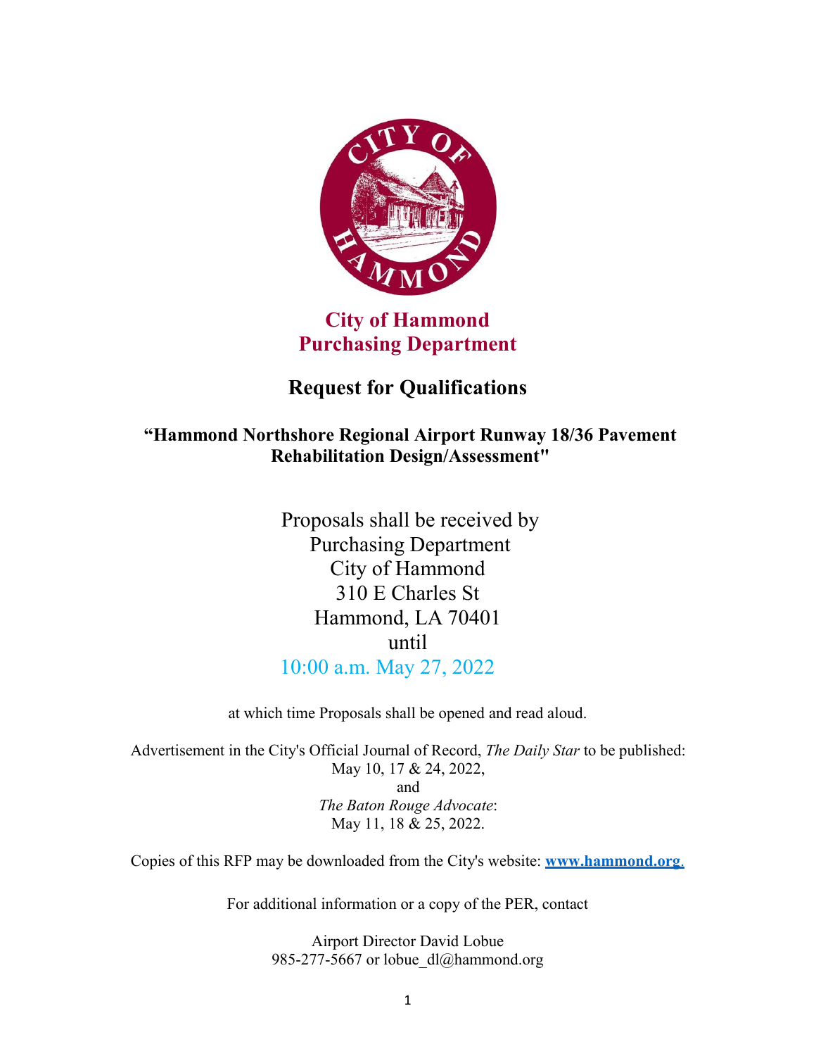**City of Hammond**
**Purchasing Department**

# Request for Qualifications

## "Hammond Northshore Regional Airport Runway 18/36 Pavement Rehabilitation Design/Assessment"

Proposals shall be received by
Purchasing Department
City of Hammond
310 E Charles St
Hammond, LA 70401
until
10:00 a.m. May 27, 2022

at which time Proposals shall be opened and read aloud.

Advertisement in the City's Official Journal of Record, *The Daily Star* to be published:
May 10, 17 & 24, 2022,
and
*The Baton Rouge Advocate*:
May 11, 18 & 25, 2022.

Copies of this RFP may be downloaded from the City's website: **www.hammond.org**.

For additional information or a copy of the PER, contact

Airport Director David Lobue
985-277-5667 or lobue_dl@hammond.org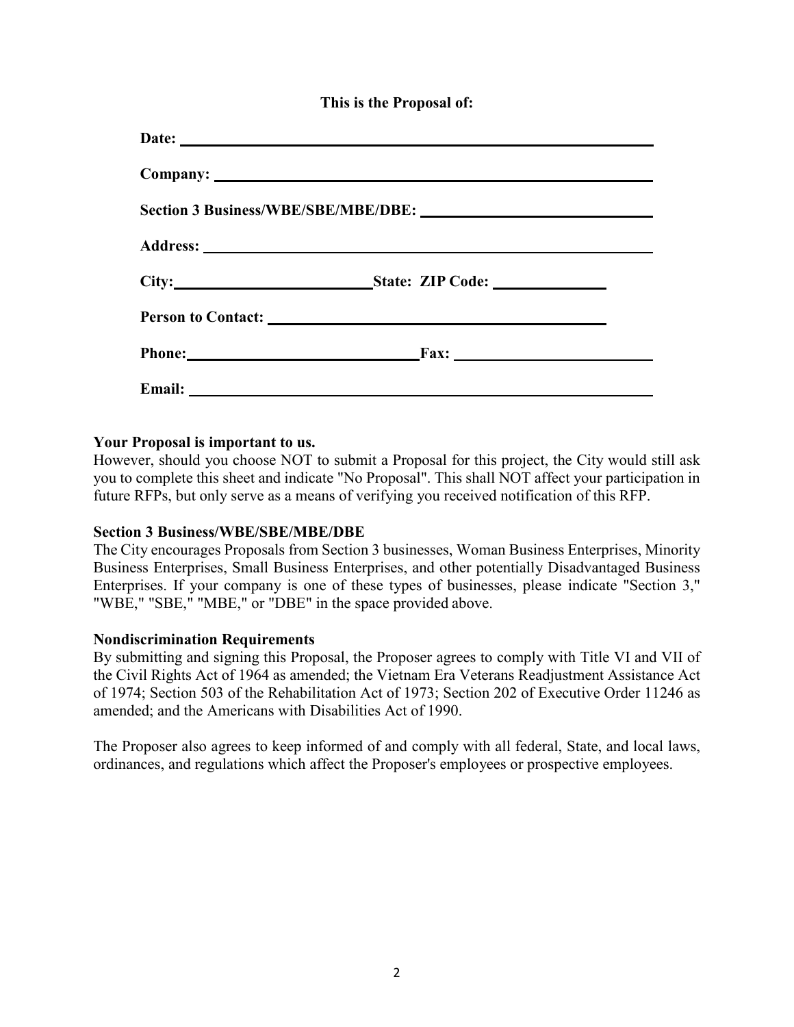**This is the Proposal of:**

**Date:** ______________________________________________________________

**Company:** ___________________________________________________________

**Section 3 Business/WBE/SBE/MBE/DBE:** _____________________________

**Address:** ____________________________________________________________

**City:**__________________________ **State: ZIP Code:** _______________

**Person to Contact:** ____________________________________________

**Phone:**______________________________ **Fax:** _________________________

**Email:** ______________________________________________________________

**Your Proposal is important to us.**
However, should you choose NOT to submit a Proposal for this project, the City would still ask you to complete this sheet and indicate "No Proposal". This shall NOT affect your participation in future RFPs, but only serve as a means of verifying you received notification of this RFP.

**Section 3 Business/WBE/SBE/MBE/DBE**
The City encourages Proposals from Section 3 businesses, Woman Business Enterprises, Minority Business Enterprises, Small Business Enterprises, and other potentially Disadvantaged Business Enterprises. If your company is one of these types of businesses, please indicate "Section 3," "WBE," "SBE," "MBE," or "DBE" in the space provided above.

**Nondiscrimination Requirements**
By submitting and signing this Proposal, the Proposer agrees to comply with Title VI and VII of the Civil Rights Act of 1964 as amended; the Vietnam Era Veterans Readjustment Assistance Act of 1974; Section 503 of the Rehabilitation Act of 1973; Section 202 of Executive Order 11246 as amended; and the Americans with Disabilities Act of 1990.

The Proposer also agrees to keep informed of and comply with all federal, State, and local laws, ordinances, and regulations which affect the Proposer's employees or prospective employees.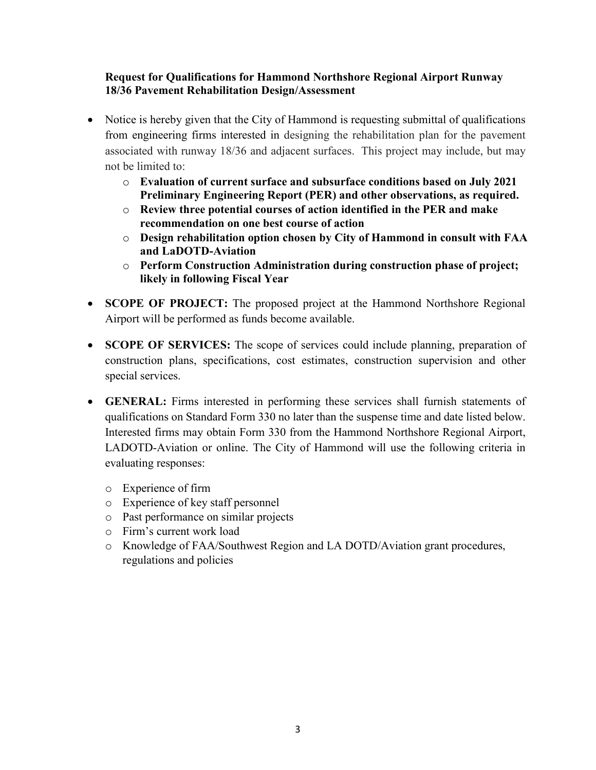**Request for Qualifications for Hammond Northshore Regional Airport Runway 18/36 Pavement Rehabilitation Design/Assessment**

- Notice is hereby given that the City of Hammond is requesting submittal of qualifications from engineering firms interested in designing the rehabilitation plan for the pavement associated with runway 18/36 and adjacent surfaces. This project may include, but may not be limited to:
  - **Evaluation of current surface and subsurface conditions based on July 2021 Preliminary Engineering Report (PER) and other observations, as required.**
  - **Review three potential courses of action identified in the PER and make recommendation on one best course of action**
  - **Design rehabilitation option chosen by City of Hammond in consult with FAA and LaDOTD-Aviation**
  - **Perform Construction Administration during construction phase of project; likely in following Fiscal Year**
- **SCOPE OF PROJECT:** The proposed project at the Hammond Northshore Regional Airport will be performed as funds become available.
- **SCOPE OF SERVICES:** The scope of services could include planning, preparation of construction plans, specifications, cost estimates, construction supervision and other special services.
- **GENERAL:** Firms interested in performing these services shall furnish statements of qualifications on Standard Form 330 no later than the suspense time and date listed below. Interested firms may obtain Form 330 from the Hammond Northshore Regional Airport, LADOTD-Aviation or online. The City of Hammond will use the following criteria in evaluating responses:
  - Experience of firm
  - Experience of key staff personnel
  - Past performance on similar projects
  - Firm's current work load
  - Knowledge of FAA/Southwest Region and LA DOTD/Aviation grant procedures, regulations and policies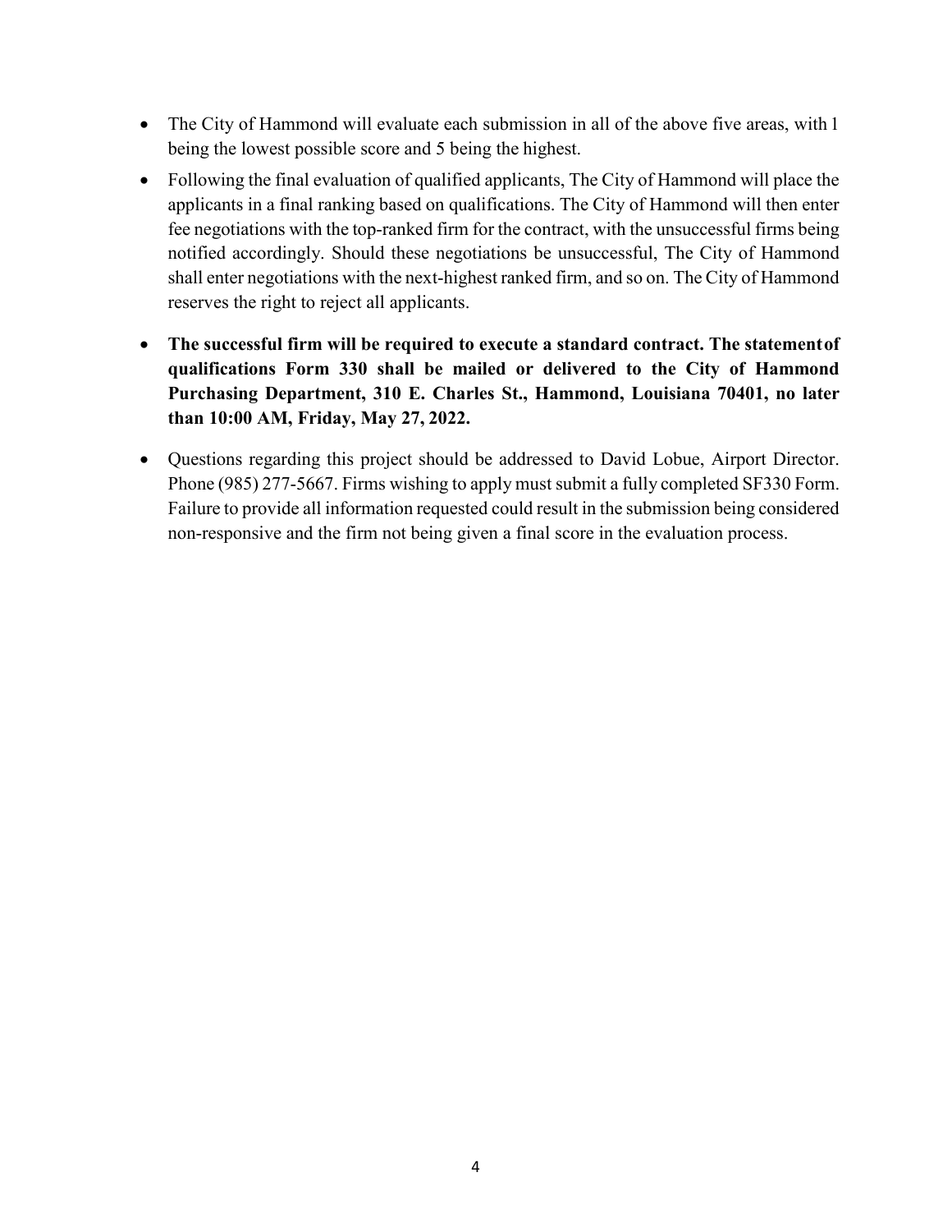- The City of Hammond will evaluate each submission in all of the above five areas, with l being the lowest possible score and 5 being the highest.
- Following the final evaluation of qualified applicants, The City of Hammond will place the applicants in a final ranking based on qualifications. The City of Hammond will then enter fee negotiations with the top-ranked firm for the contract, with the unsuccessful firms being notified accordingly. Should these negotiations be unsuccessful, The City of Hammond shall enter negotiations with the next-highest ranked firm, and so on. The City of Hammond reserves the right to reject all applicants.
- **The successful firm will be required to execute a standard contract. The statement of qualifications Form 330 shall be mailed or delivered to the City of Hammond Purchasing Department, 310 E. Charles St., Hammond, Louisiana 70401, no later than 10:00 AM, Friday, May 27, 2022.**
- Questions regarding this project should be addressed to David Lobue, Airport Director. Phone (985) 277-5667. Firms wishing to apply must submit a fully completed SF330 Form. Failure to provide all information requested could result in the submission being considered non-responsive and the firm not being given a final score in the evaluation process.